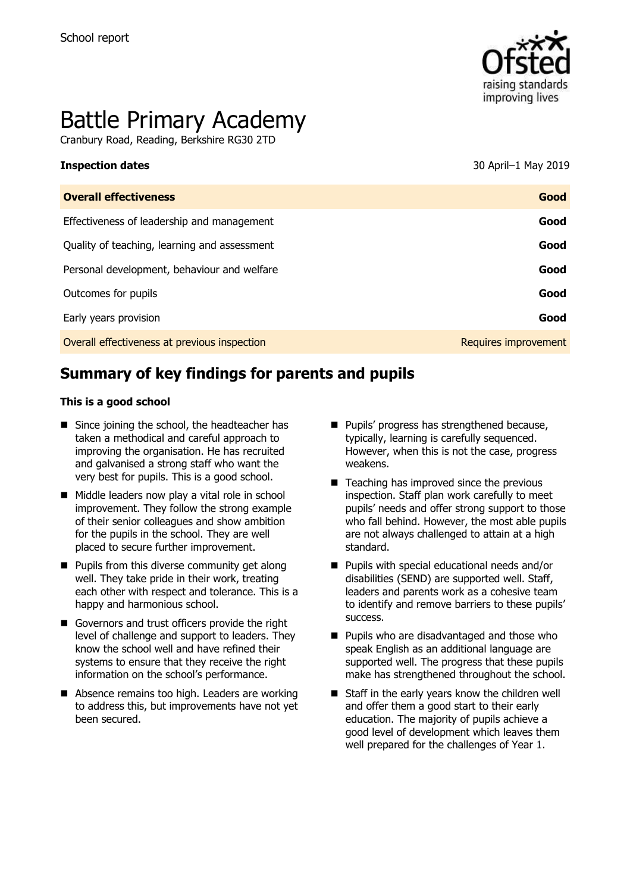School report

# Battle Primary Academy

Cranbury Road, Reading, Berkshire RG30 2TD

**Inspection dates** 30 April–1 May 2019

| **Overall effectiveness** | **Good** |
| --- | --- |
| Effectiveness of leadership and management | **Good** |
| Quality of teaching, learning and assessment | **Good** |
| Personal development, behaviour and welfare | **Good** |
| Outcomes for pupils | **Good** |
| Early years provision | **Good** |
| Overall effectiveness at previous inspection | Requires improvement |

## Summary of key findings for parents and pupils

**This is a good school**

- Since joining the school, the headteacher has taken a methodical and careful approach to improving the organisation. He has recruited and galvanised a strong staff who want the very best for pupils. This is a good school.
- Middle leaders now play a vital role in school improvement. They follow the strong example of their senior colleagues and show ambition for the pupils in the school. They are well placed to secure further improvement.
- Pupils from this diverse community get along well. They take pride in their work, treating each other with respect and tolerance. This is a happy and harmonious school.
- Governors and trust officers provide the right level of challenge and support to leaders. They know the school well and have refined their systems to ensure that they receive the right information on the school's performance.
- Absence remains too high. Leaders are working to address this, but improvements have not yet been secured.
- Pupils' progress has strengthened because, typically, learning is carefully sequenced. However, when this is not the case, progress weakens.
- Teaching has improved since the previous inspection. Staff plan work carefully to meet pupils' needs and offer strong support to those who fall behind. However, the most able pupils are not always challenged to attain at a high standard.
- Pupils with special educational needs and/or disabilities (SEND) are supported well. Staff, leaders and parents work as a cohesive team to identify and remove barriers to these pupils' success.
- Pupils who are disadvantaged and those who speak English as an additional language are supported well. The progress that these pupils make has strengthened throughout the school.
- Staff in the early years know the children well and offer them a good start to their early education. The majority of pupils achieve a good level of development which leaves them well prepared for the challenges of Year 1.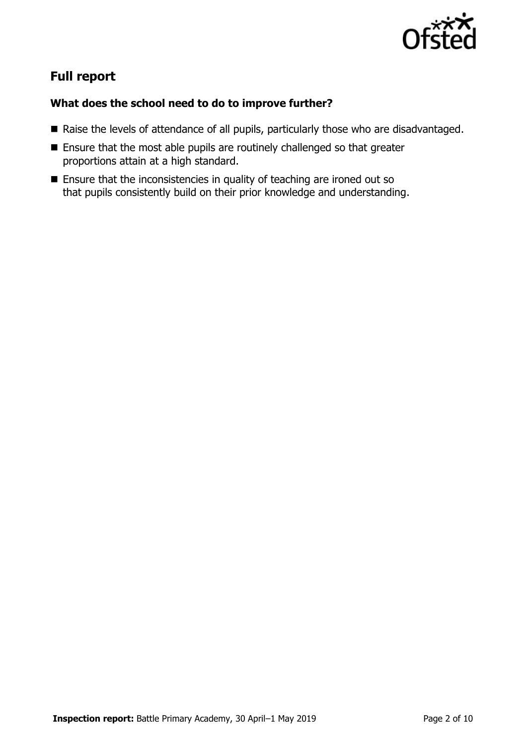## Full report

### What does the school need to do to improve further?

- Raise the levels of attendance of all pupils, particularly those who are disadvantaged.
- Ensure that the most able pupils are routinely challenged so that greater proportions attain at a high standard.
- Ensure that the inconsistencies in quality of teaching are ironed out so that pupils consistently build on their prior knowledge and understanding.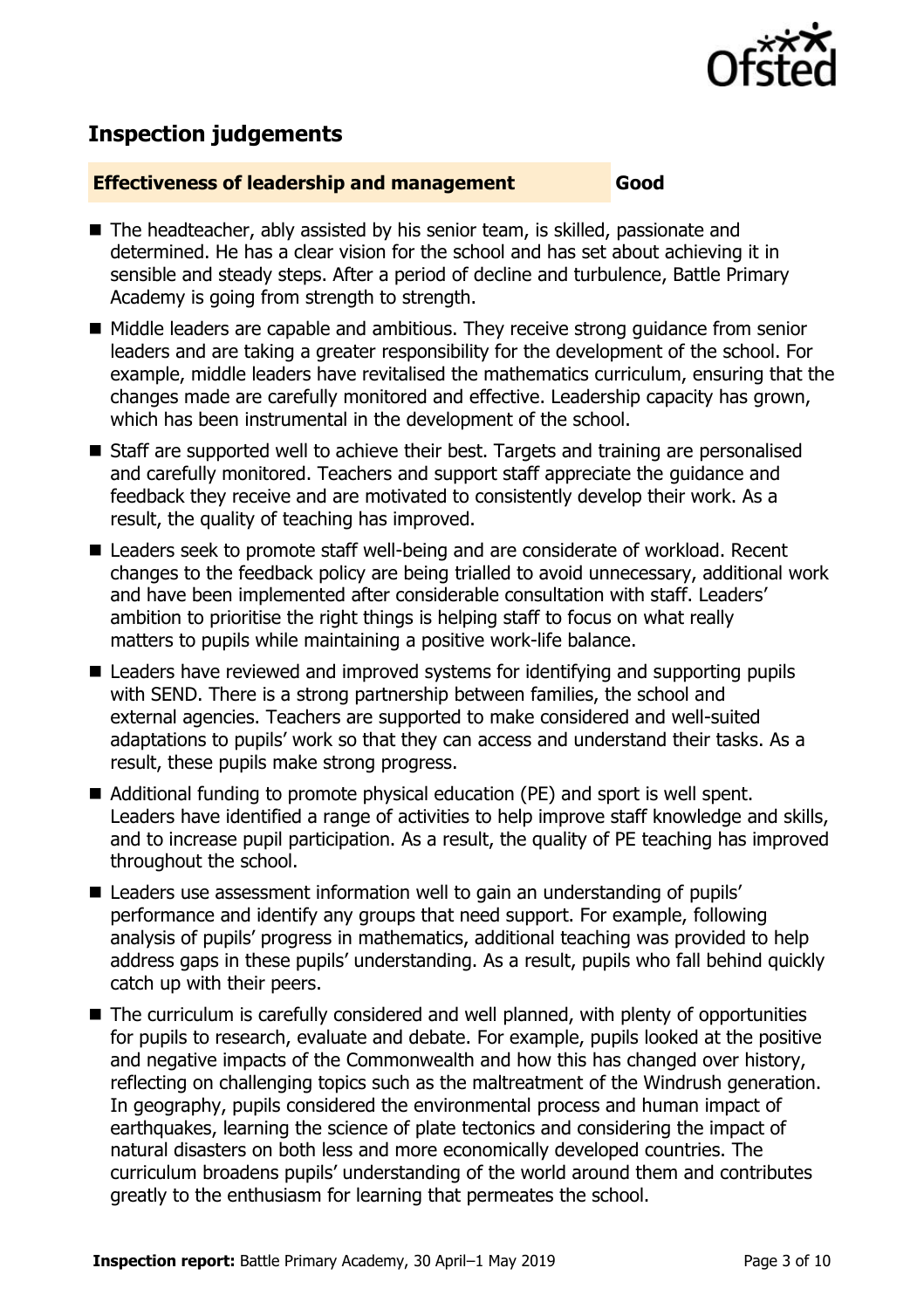## Inspection judgements

**Effectiveness of leadership and management** **Good**

- The headteacher, ably assisted by his senior team, is skilled, passionate and determined. He has a clear vision for the school and has set about achieving it in sensible and steady steps. After a period of decline and turbulence, Battle Primary Academy is going from strength to strength.
- Middle leaders are capable and ambitious. They receive strong guidance from senior leaders and are taking a greater responsibility for the development of the school. For example, middle leaders have revitalised the mathematics curriculum, ensuring that the changes made are carefully monitored and effective. Leadership capacity has grown, which has been instrumental in the development of the school.
- Staff are supported well to achieve their best. Targets and training are personalised and carefully monitored. Teachers and support staff appreciate the guidance and feedback they receive and are motivated to consistently develop their work. As a result, the quality of teaching has improved.
- Leaders seek to promote staff well-being and are considerate of workload. Recent changes to the feedback policy are being trialled to avoid unnecessary, additional work and have been implemented after considerable consultation with staff. Leaders' ambition to prioritise the right things is helping staff to focus on what really matters to pupils while maintaining a positive work-life balance.
- Leaders have reviewed and improved systems for identifying and supporting pupils with SEND. There is a strong partnership between families, the school and external agencies. Teachers are supported to make considered and well-suited adaptations to pupils' work so that they can access and understand their tasks. As a result, these pupils make strong progress.
- Additional funding to promote physical education (PE) and sport is well spent. Leaders have identified a range of activities to help improve staff knowledge and skills, and to increase pupil participation. As a result, the quality of PE teaching has improved throughout the school.
- Leaders use assessment information well to gain an understanding of pupils' performance and identify any groups that need support. For example, following analysis of pupils' progress in mathematics, additional teaching was provided to help address gaps in these pupils' understanding. As a result, pupils who fall behind quickly catch up with their peers.
- The curriculum is carefully considered and well planned, with plenty of opportunities for pupils to research, evaluate and debate. For example, pupils looked at the positive and negative impacts of the Commonwealth and how this has changed over history, reflecting on challenging topics such as the maltreatment of the Windrush generation. In geography, pupils considered the environmental process and human impact of earthquakes, learning the science of plate tectonics and considering the impact of natural disasters on both less and more economically developed countries. The curriculum broadens pupils' understanding of the world around them and contributes greatly to the enthusiasm for learning that permeates the school.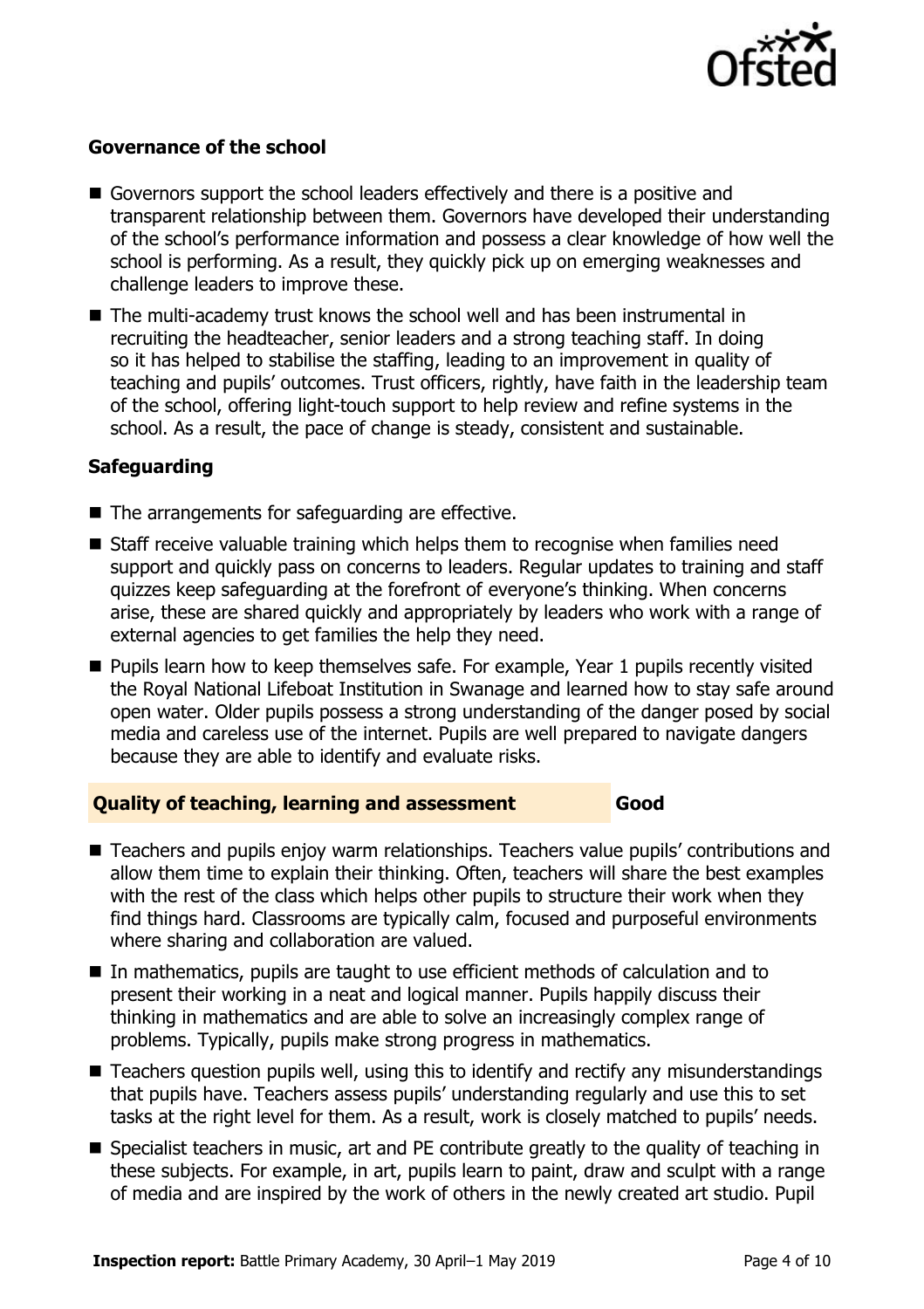### Governance of the school

- Governors support the school leaders effectively and there is a positive and transparent relationship between them. Governors have developed their understanding of the school's performance information and possess a clear knowledge of how well the school is performing. As a result, they quickly pick up on emerging weaknesses and challenge leaders to improve these.
- The multi-academy trust knows the school well and has been instrumental in recruiting the headteacher, senior leaders and a strong teaching staff. In doing so it has helped to stabilise the staffing, leading to an improvement in quality of teaching and pupils' outcomes. Trust officers, rightly, have faith in the leadership team of the school, offering light-touch support to help review and refine systems in the school. As a result, the pace of change is steady, consistent and sustainable.

### Safeguarding

- The arrangements for safeguarding are effective.
- Staff receive valuable training which helps them to recognise when families need support and quickly pass on concerns to leaders. Regular updates to training and staff quizzes keep safeguarding at the forefront of everyone's thinking. When concerns arise, these are shared quickly and appropriately by leaders who work with a range of external agencies to get families the help they need.
- Pupils learn how to keep themselves safe. For example, Year 1 pupils recently visited the Royal National Lifeboat Institution in Swanage and learned how to stay safe around open water. Older pupils possess a strong understanding of the danger posed by social media and careless use of the internet. Pupils are well prepared to navigate dangers because they are able to identify and evaluate risks.

## Quality of teaching, learning and assessment — Good

- Teachers and pupils enjoy warm relationships. Teachers value pupils' contributions and allow them time to explain their thinking. Often, teachers will share the best examples with the rest of the class which helps other pupils to structure their work when they find things hard. Classrooms are typically calm, focused and purposeful environments where sharing and collaboration are valued.
- In mathematics, pupils are taught to use efficient methods of calculation and to present their working in a neat and logical manner. Pupils happily discuss their thinking in mathematics and are able to solve an increasingly complex range of problems. Typically, pupils make strong progress in mathematics.
- Teachers question pupils well, using this to identify and rectify any misunderstandings that pupils have. Teachers assess pupils' understanding regularly and use this to set tasks at the right level for them. As a result, work is closely matched to pupils' needs.
- Specialist teachers in music, art and PE contribute greatly to the quality of teaching in these subjects. For example, in art, pupils learn to paint, draw and sculpt with a range of media and are inspired by the work of others in the newly created art studio. Pupil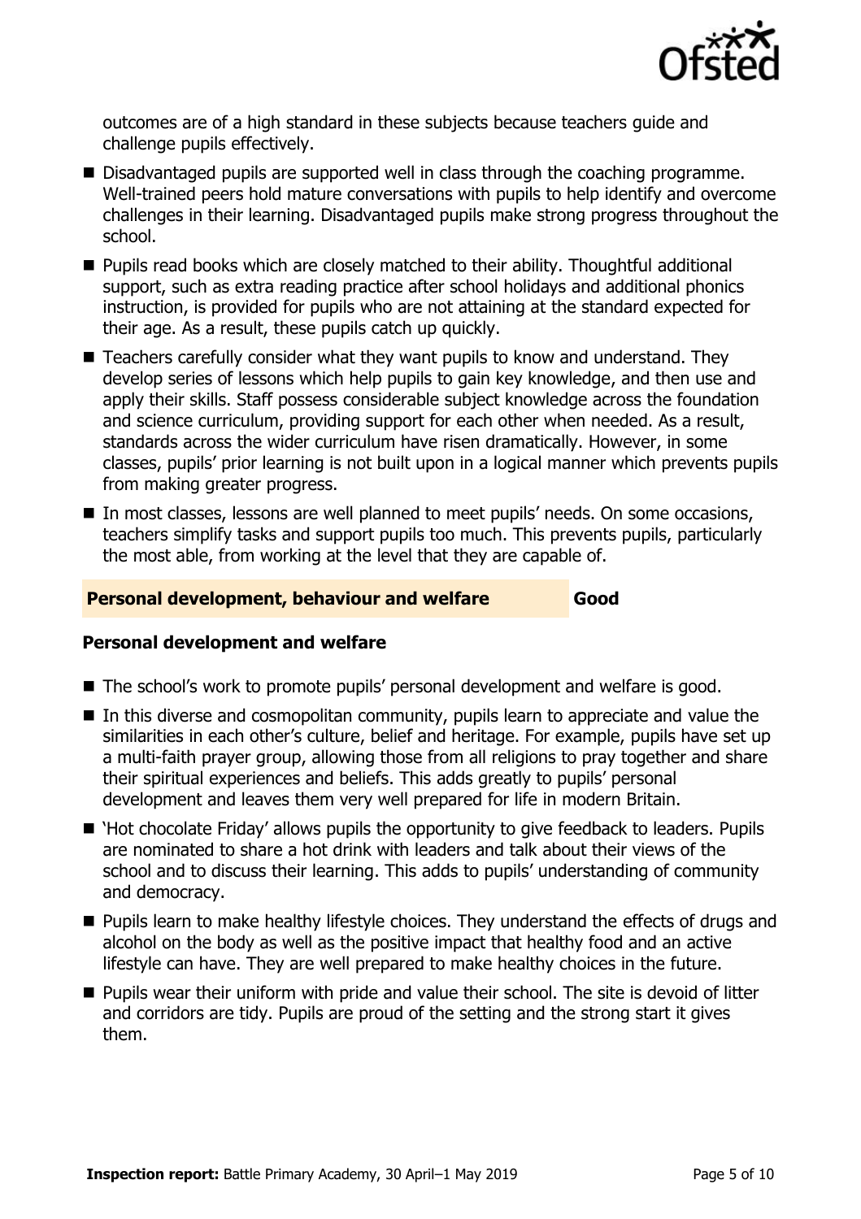outcomes are of a high standard in these subjects because teachers guide and challenge pupils effectively.

- Disadvantaged pupils are supported well in class through the coaching programme. Well-trained peers hold mature conversations with pupils to help identify and overcome challenges in their learning. Disadvantaged pupils make strong progress throughout the school.
- Pupils read books which are closely matched to their ability. Thoughtful additional support, such as extra reading practice after school holidays and additional phonics instruction, is provided for pupils who are not attaining at the standard expected for their age. As a result, these pupils catch up quickly.
- Teachers carefully consider what they want pupils to know and understand. They develop series of lessons which help pupils to gain key knowledge, and then use and apply their skills. Staff possess considerable subject knowledge across the foundation and science curriculum, providing support for each other when needed. As a result, standards across the wider curriculum have risen dramatically. However, in some classes, pupils' prior learning is not built upon in a logical manner which prevents pupils from making greater progress.
- In most classes, lessons are well planned to meet pupils' needs. On some occasions, teachers simplify tasks and support pupils too much. This prevents pupils, particularly the most able, from working at the level that they are capable of.

## Personal development, behaviour and welfare — Good

### Personal development and welfare

- The school's work to promote pupils' personal development and welfare is good.
- In this diverse and cosmopolitan community, pupils learn to appreciate and value the similarities in each other's culture, belief and heritage. For example, pupils have set up a multi-faith prayer group, allowing those from all religions to pray together and share their spiritual experiences and beliefs. This adds greatly to pupils' personal development and leaves them very well prepared for life in modern Britain.
- 'Hot chocolate Friday' allows pupils the opportunity to give feedback to leaders. Pupils are nominated to share a hot drink with leaders and talk about their views of the school and to discuss their learning. This adds to pupils' understanding of community and democracy.
- Pupils learn to make healthy lifestyle choices. They understand the effects of drugs and alcohol on the body as well as the positive impact that healthy food and an active lifestyle can have. They are well prepared to make healthy choices in the future.
- Pupils wear their uniform with pride and value their school. The site is devoid of litter and corridors are tidy. Pupils are proud of the setting and the strong start it gives them.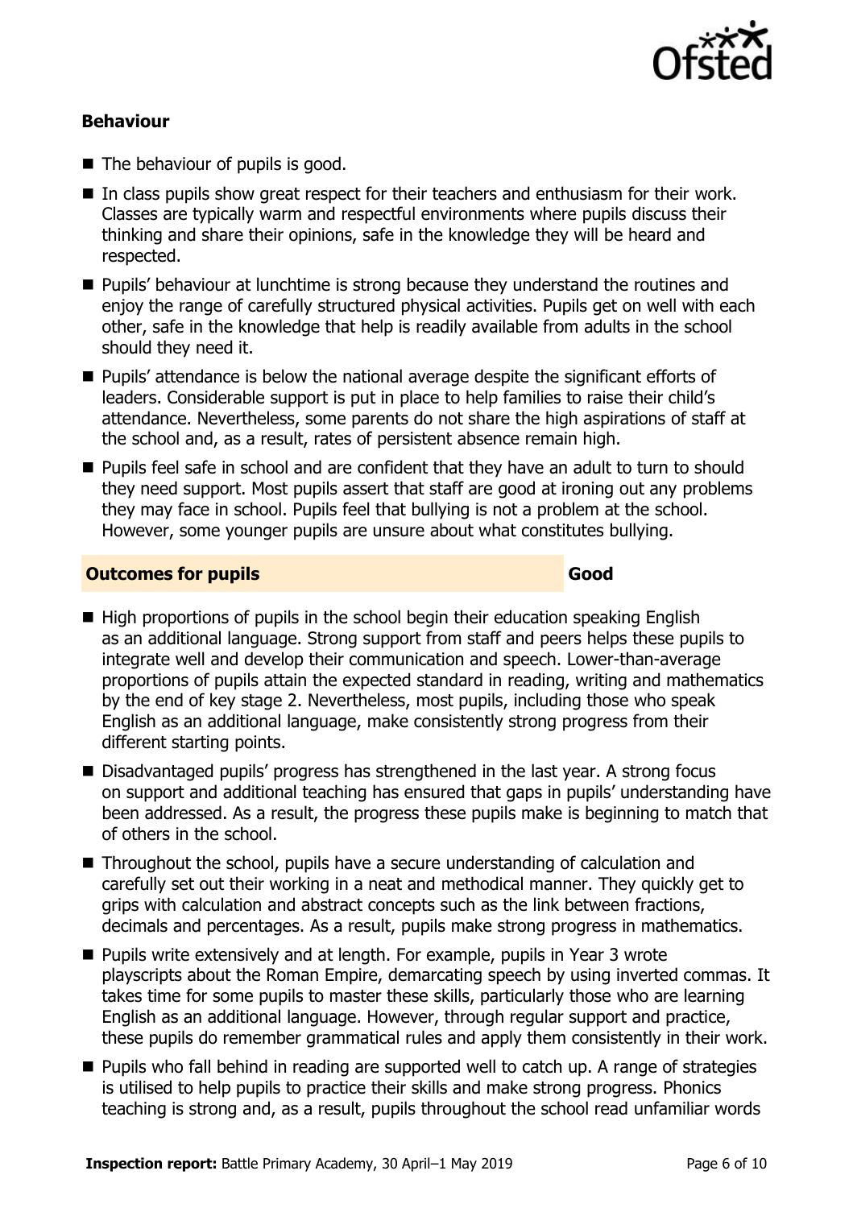### Behaviour

- The behaviour of pupils is good.
- In class pupils show great respect for their teachers and enthusiasm for their work. Classes are typically warm and respectful environments where pupils discuss their thinking and share their opinions, safe in the knowledge they will be heard and respected.
- Pupils' behaviour at lunchtime is strong because they understand the routines and enjoy the range of carefully structured physical activities. Pupils get on well with each other, safe in the knowledge that help is readily available from adults in the school should they need it.
- Pupils' attendance is below the national average despite the significant efforts of leaders. Considerable support is put in place to help families to raise their child's attendance. Nevertheless, some parents do not share the high aspirations of staff at the school and, as a result, rates of persistent absence remain high.
- Pupils feel safe in school and are confident that they have an adult to turn to should they need support. Most pupils assert that staff are good at ironing out any problems they may face in school. Pupils feel that bullying is not a problem at the school. However, some younger pupils are unsure about what constitutes bullying.

### Outcomes for pupils — Good

- High proportions of pupils in the school begin their education speaking English as an additional language. Strong support from staff and peers helps these pupils to integrate well and develop their communication and speech. Lower-than-average proportions of pupils attain the expected standard in reading, writing and mathematics by the end of key stage 2. Nevertheless, most pupils, including those who speak English as an additional language, make consistently strong progress from their different starting points.
- Disadvantaged pupils' progress has strengthened in the last year. A strong focus on support and additional teaching has ensured that gaps in pupils' understanding have been addressed. As a result, the progress these pupils make is beginning to match that of others in the school.
- Throughout the school, pupils have a secure understanding of calculation and carefully set out their working in a neat and methodical manner. They quickly get to grips with calculation and abstract concepts such as the link between fractions, decimals and percentages. As a result, pupils make strong progress in mathematics.
- Pupils write extensively and at length. For example, pupils in Year 3 wrote playscripts about the Roman Empire, demarcating speech by using inverted commas. It takes time for some pupils to master these skills, particularly those who are learning English as an additional language. However, through regular support and practice, these pupils do remember grammatical rules and apply them consistently in their work.
- Pupils who fall behind in reading are supported well to catch up. A range of strategies is utilised to help pupils to practice their skills and make strong progress. Phonics teaching is strong and, as a result, pupils throughout the school read unfamiliar words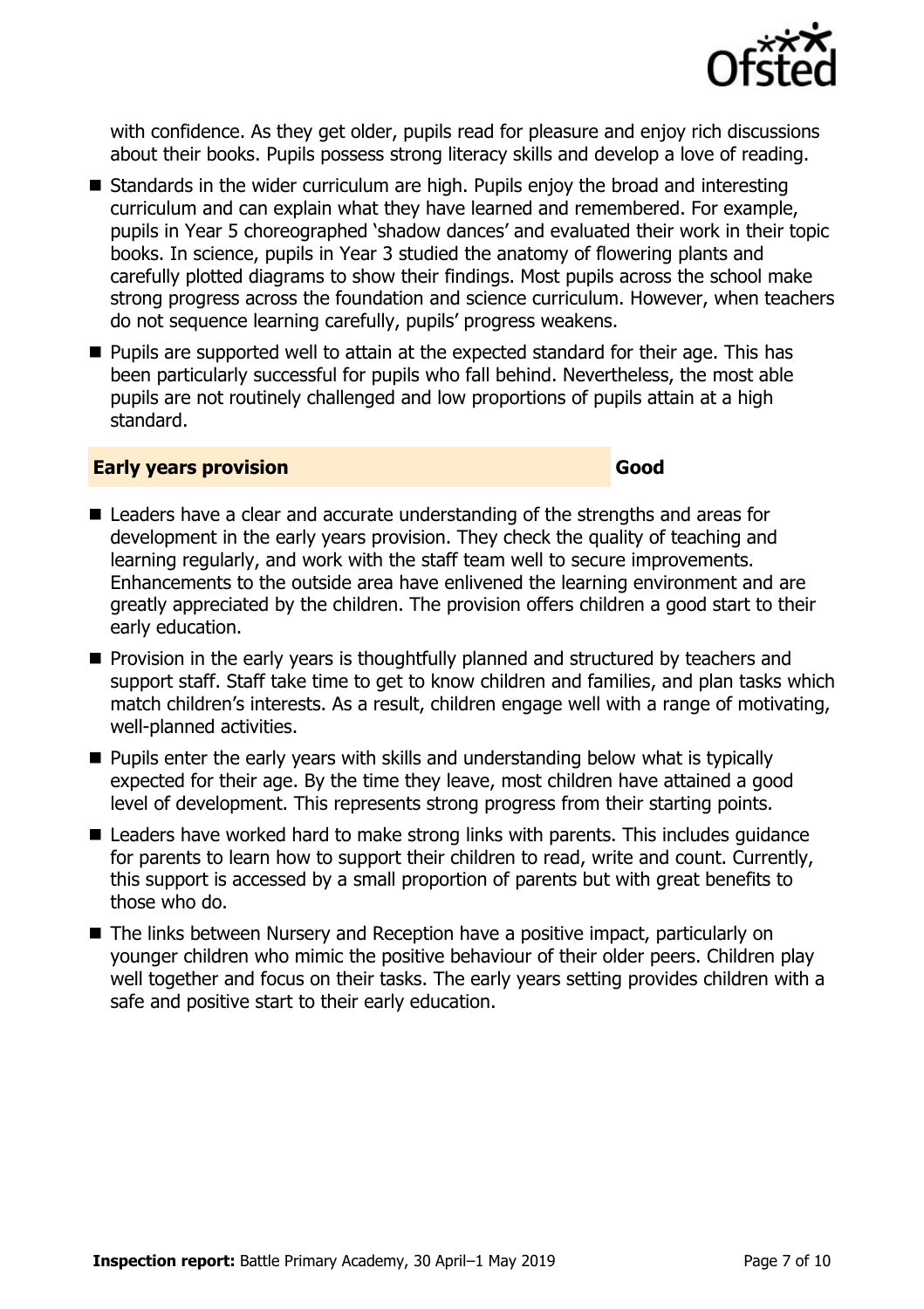with confidence. As they get older, pupils read for pleasure and enjoy rich discussions about their books. Pupils possess strong literacy skills and develop a love of reading.

- Standards in the wider curriculum are high. Pupils enjoy the broad and interesting curriculum and can explain what they have learned and remembered. For example, pupils in Year 5 choreographed 'shadow dances' and evaluated their work in their topic books. In science, pupils in Year 3 studied the anatomy of flowering plants and carefully plotted diagrams to show their findings. Most pupils across the school make strong progress across the foundation and science curriculum. However, when teachers do not sequence learning carefully, pupils' progress weakens.
- Pupils are supported well to attain at the expected standard for their age. This has been particularly successful for pupils who fall behind. Nevertheless, the most able pupils are not routinely challenged and low proportions of pupils attain at a high standard.

## Early years provision — Good

- Leaders have a clear and accurate understanding of the strengths and areas for development in the early years provision. They check the quality of teaching and learning regularly, and work with the staff team well to secure improvements. Enhancements to the outside area have enlivened the learning environment and are greatly appreciated by the children. The provision offers children a good start to their early education.
- Provision in the early years is thoughtfully planned and structured by teachers and support staff. Staff take time to get to know children and families, and plan tasks which match children's interests. As a result, children engage well with a range of motivating, well-planned activities.
- Pupils enter the early years with skills and understanding below what is typically expected for their age. By the time they leave, most children have attained a good level of development. This represents strong progress from their starting points.
- Leaders have worked hard to make strong links with parents. This includes guidance for parents to learn how to support their children to read, write and count. Currently, this support is accessed by a small proportion of parents but with great benefits to those who do.
- The links between Nursery and Reception have a positive impact, particularly on younger children who mimic the positive behaviour of their older peers. Children play well together and focus on their tasks. The early years setting provides children with a safe and positive start to their early education.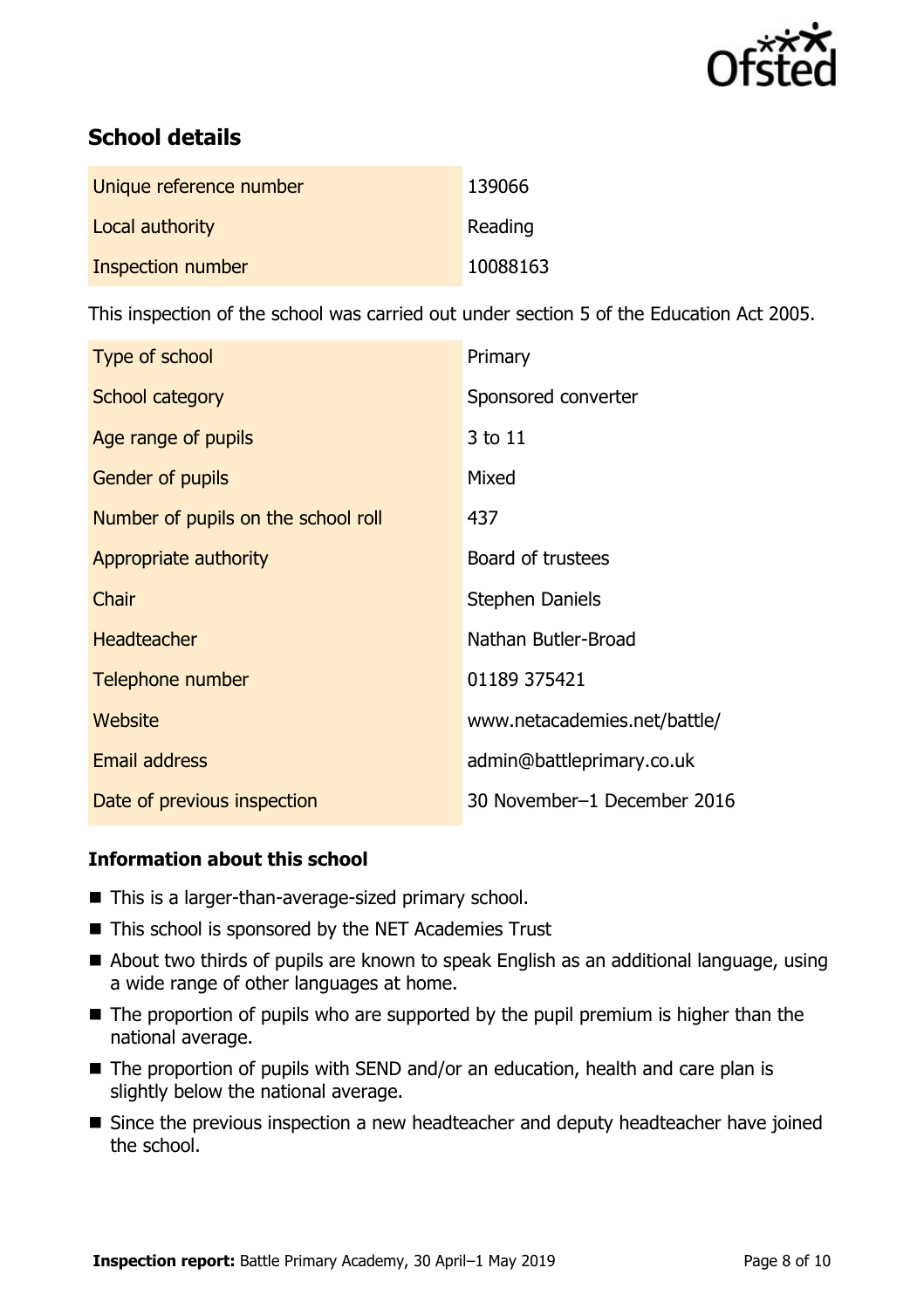## School details

| | |
|---|---|
| Unique reference number | 139066 |
| Local authority | Reading |
| Inspection number | 10088163 |

This inspection of the school was carried out under section 5 of the Education Act 2005.

| | |
|---|---|
| Type of school | Primary |
| School category | Sponsored converter |
| Age range of pupils | 3 to 11 |
| Gender of pupils | Mixed |
| Number of pupils on the school roll | 437 |
| Appropriate authority | Board of trustees |
| Chair | Stephen Daniels |
| Headteacher | Nathan Butler-Broad |
| Telephone number | 01189 375421 |
| Website | www.netacademies.net/battle/ |
| Email address | admin@battleprimary.co.uk |
| Date of previous inspection | 30 November–1 December 2016 |

### Information about this school

- This is a larger-than-average-sized primary school.
- This school is sponsored by the NET Academies Trust
- About two thirds of pupils are known to speak English as an additional language, using a wide range of other languages at home.
- The proportion of pupils who are supported by the pupil premium is higher than the national average.
- The proportion of pupils with SEND and/or an education, health and care plan is slightly below the national average.
- Since the previous inspection a new headteacher and deputy headteacher have joined the school.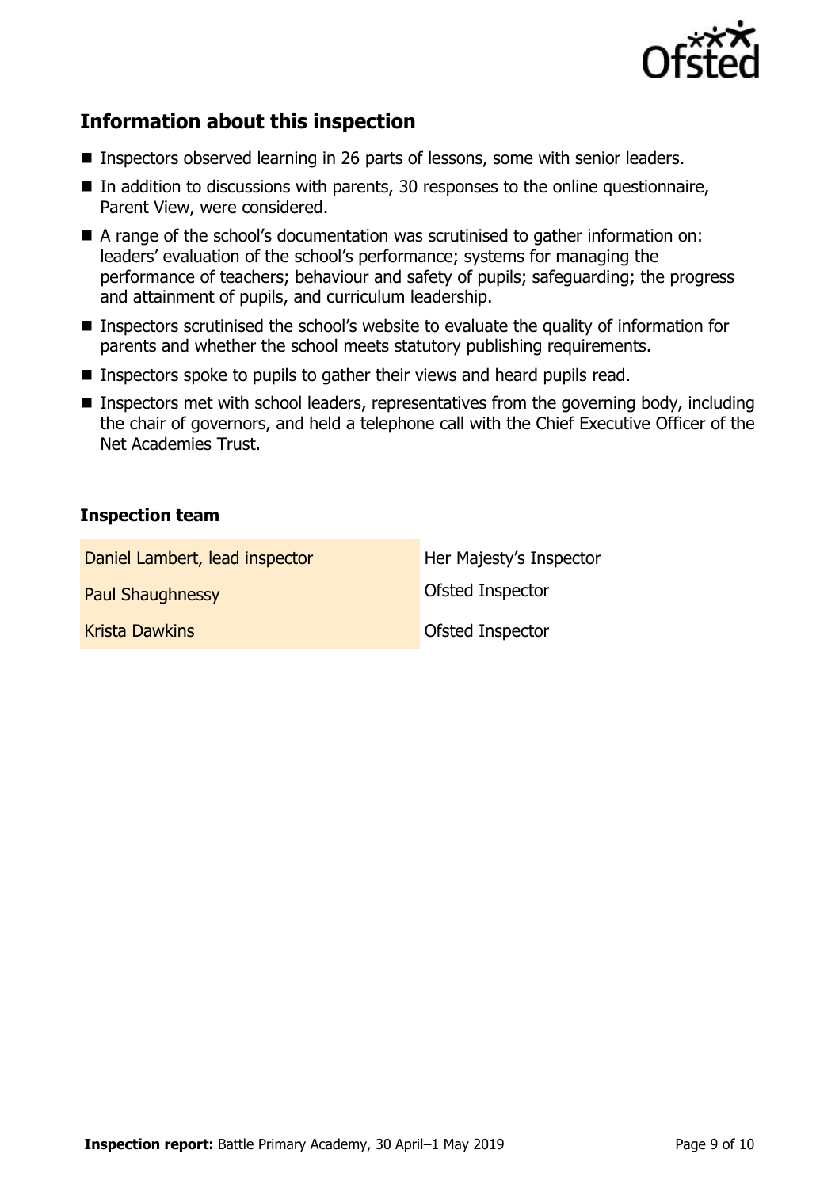## Information about this inspection

- Inspectors observed learning in 26 parts of lessons, some with senior leaders.
- In addition to discussions with parents, 30 responses to the online questionnaire, Parent View, were considered.
- A range of the school's documentation was scrutinised to gather information on: leaders' evaluation of the school's performance; systems for managing the performance of teachers; behaviour and safety of pupils; safeguarding; the progress and attainment of pupils, and curriculum leadership.
- Inspectors scrutinised the school's website to evaluate the quality of information for parents and whether the school meets statutory publishing requirements.
- Inspectors spoke to pupils to gather their views and heard pupils read.
- Inspectors met with school leaders, representatives from the governing body, including the chair of governors, and held a telephone call with the Chief Executive Officer of the Net Academies Trust.

### Inspection team

| | |
|---|---|
| Daniel Lambert, lead inspector | Her Majesty's Inspector |
| Paul Shaughnessy | Ofsted Inspector |
| Krista Dawkins | Ofsted Inspector |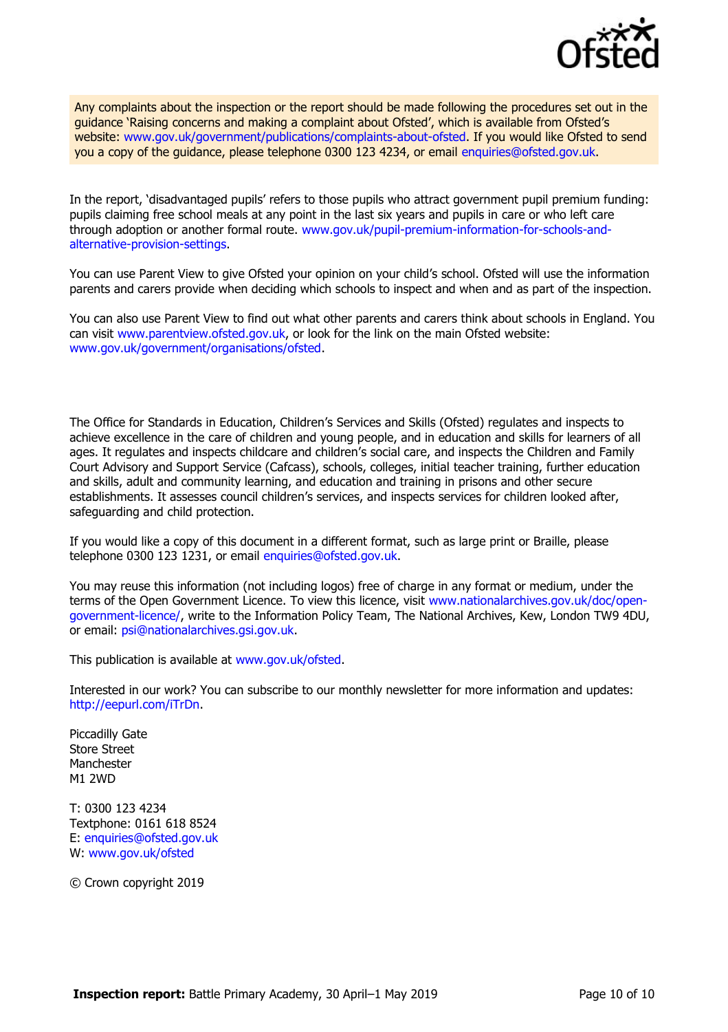Any complaints about the inspection or the report should be made following the procedures set out in the guidance 'Raising concerns and making a complaint about Ofsted', which is available from Ofsted's website: www.gov.uk/government/publications/complaints-about-ofsted. If you would like Ofsted to send you a copy of the guidance, please telephone 0300 123 4234, or email enquiries@ofsted.gov.uk.

In the report, 'disadvantaged pupils' refers to those pupils who attract government pupil premium funding: pupils claiming free school meals at any point in the last six years and pupils in care or who left care through adoption or another formal route. www.gov.uk/pupil-premium-information-for-schools-and-alternative-provision-settings.

You can use Parent View to give Ofsted your opinion on your child's school. Ofsted will use the information parents and carers provide when deciding which schools to inspect and when and as part of the inspection.

You can also use Parent View to find out what other parents and carers think about schools in England. You can visit www.parentview.ofsted.gov.uk, or look for the link on the main Ofsted website: www.gov.uk/government/organisations/ofsted.

The Office for Standards in Education, Children's Services and Skills (Ofsted) regulates and inspects to achieve excellence in the care of children and young people, and in education and skills for learners of all ages. It regulates and inspects childcare and children's social care, and inspects the Children and Family Court Advisory and Support Service (Cafcass), schools, colleges, initial teacher training, further education and skills, adult and community learning, and education and training in prisons and other secure establishments. It assesses council children's services, and inspects services for children looked after, safeguarding and child protection.

If you would like a copy of this document in a different format, such as large print or Braille, please telephone 0300 123 1231, or email enquiries@ofsted.gov.uk.

You may reuse this information (not including logos) free of charge in any format or medium, under the terms of the Open Government Licence. To view this licence, visit www.nationalarchives.gov.uk/doc/open-government-licence/, write to the Information Policy Team, The National Archives, Kew, London TW9 4DU, or email: psi@nationalarchives.gsi.gov.uk.

This publication is available at www.gov.uk/ofsted.

Interested in our work? You can subscribe to our monthly newsletter for more information and updates: http://eepurl.com/iTrDn.

Piccadilly Gate  
Store Street  
Manchester  
M1 2WD

T: 0300 123 4234  
Textphone: 0161 618 8524  
E: enquiries@ofsted.gov.uk  
W: www.gov.uk/ofsted

© Crown copyright 2019